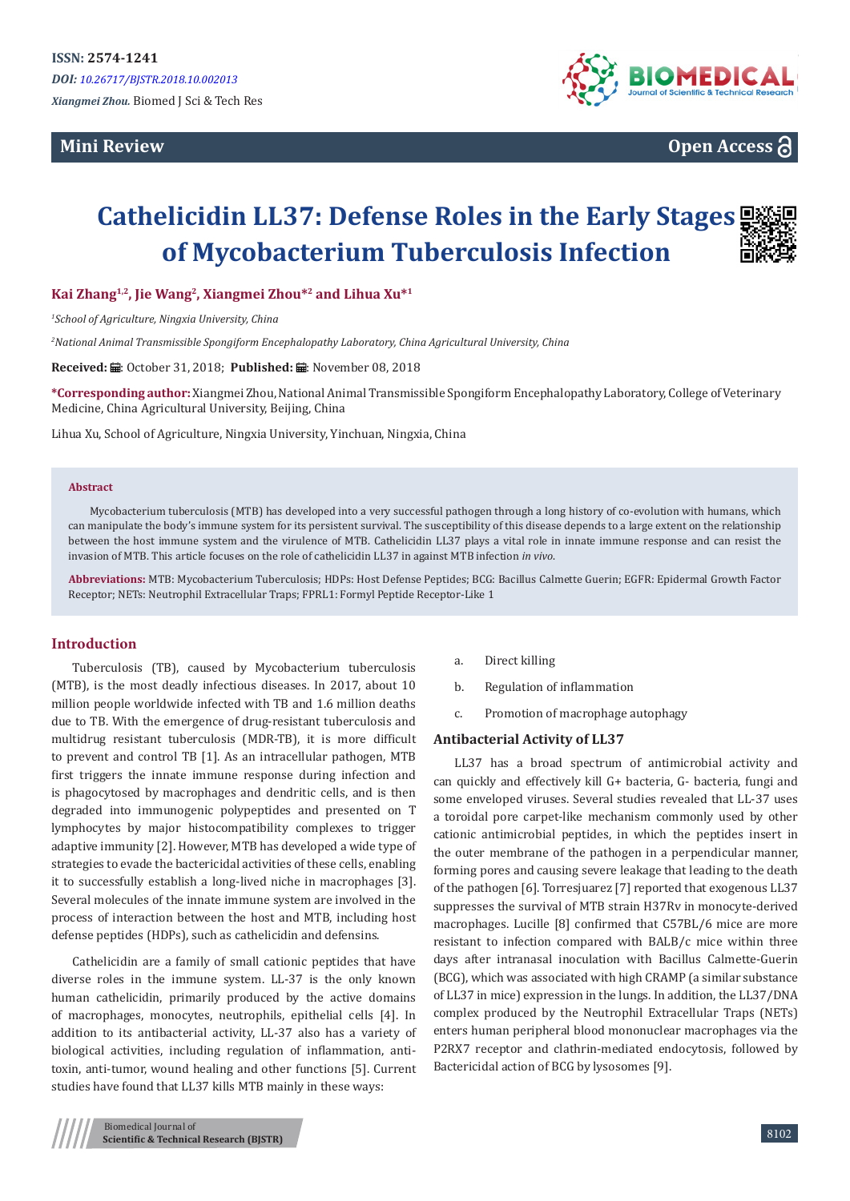**Mini Review**

**Open Access**

# Cathelicidin LL37: Defense Roles in the Early Stages of Mycobacterium Tuberculosis Infection

**Kai Zhang[1,2], Jie Wang[2], Xiangmei Zhou*[2] and Lihua Xu*[1]**

*[1]School of Agriculture, Ningxia University, China*

*[2]National Animal Transmissible Spongiform Encephalopathy Laboratory, China Agricultural University, China*

**Received:** October 31, 2018; **Published:** November 08, 2018

***Corresponding author:** Xiangmei Zhou, National Animal Transmissible Spongiform Encephalopathy Laboratory, College of Veterinary Medicine, China Agricultural University, Beijing, China

Lihua Xu, School of Agriculture, Ningxia University, Yinchuan, Ningxia, China

## Abstract

Mycobacterium tuberculosis (MTB) has developed into a very successful pathogen through a long history of co-evolution with humans, which can manipulate the body's immune system for its persistent survival. The susceptibility of this disease depends to a large extent on the relationship between the host immune system and the virulence of MTB. Cathelicidin LL37 plays a vital role in innate immune response and can resist the invasion of MTB. This article focuses on the role of cathelicidin LL37 in against MTB infection *in vivo*.

**Abbreviations:** MTB: Mycobacterium Tuberculosis; HDPs: Host Defense Peptides; BCG: Bacillus Calmette Guerin; EGFR: Epidermal Growth Factor Receptor; NETs: Neutrophil Extracellular Traps; FPRL1: Formyl Peptide Receptor-Like 1

## Introduction

Tuberculosis (TB), caused by Mycobacterium tuberculosis (MTB), is the most deadly infectious diseases. In 2017, about 10 million people worldwide infected with TB and 1.6 million deaths due to TB. With the emergence of drug-resistant tuberculosis and multidrug resistant tuberculosis (MDR-TB), it is more difficult to prevent and control TB [1]. As an intracellular pathogen, MTB first triggers the innate immune response during infection and is phagocytosed by macrophages and dendritic cells, and is then degraded into immunogenic polypeptides and presented on T lymphocytes by major histocompatibility complexes to trigger adaptive immunity [2]. However, MTB has developed a wide type of strategies to evade the bactericidal activities of these cells, enabling it to successfully establish a long-lived niche in macrophages [3]. Several molecules of the innate immune system are involved in the process of interaction between the host and MTB, including host defense peptides (HDPs), such as cathelicidin and defensins.

Cathelicidin are a family of small cationic peptides that have diverse roles in the immune system. LL-37 is the only known human cathelicidin, primarily produced by the active domains of macrophages, monocytes, neutrophils, epithelial cells [4]. In addition to its antibacterial activity, LL-37 also has a variety of biological activities, including regulation of inflammation, anti-toxin, anti-tumor, wound healing and other functions [5]. Current studies have found that LL37 kills MTB mainly in these ways:

a. Direct killing

b. Regulation of inflammation

c. Promotion of macrophage autophagy

### Antibacterial Activity of LL37

LL37 has a broad spectrum of antimicrobial activity and can quickly and effectively kill G+ bacteria, G- bacteria, fungi and some enveloped viruses. Several studies revealed that LL-37 uses a toroidal pore carpet-like mechanism commonly used by other cationic antimicrobial peptides, in which the peptides insert in the outer membrane of the pathogen in a perpendicular manner, forming pores and causing severe leakage that leading to the death of the pathogen [6]. Torresjuarez [7] reported that exogenous LL37 suppresses the survival of MTB strain H37Rv in monocyte-derived macrophages. Lucille [8] confirmed that C57BL/6 mice are more resistant to infection compared with BALB/c mice within three days after intranasal inoculation with Bacillus Calmette-Guerin (BCG), which was associated with high CRAMP (a similar substance of LL37 in mice) expression in the lungs. In addition, the LL37/DNA complex produced by the Neutrophil Extracellular Traps (NETs) enters human peripheral blood mononuclear macrophages via the P2RX7 receptor and clathrin-mediated endocytosis, followed by Bactericidal action of BCG by lysosomes [9].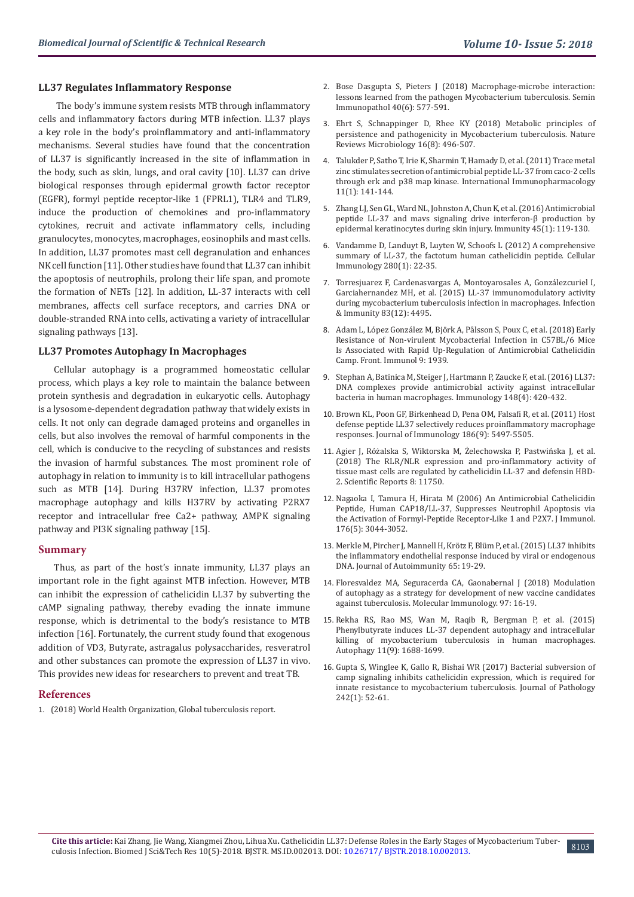### LL37 Regulates Inflammatory Response

The body's immune system resists MTB through inflammatory cells and inflammatory factors during MTB infection. LL37 plays a key role in the body's proinflammatory and anti-inflammatory mechanisms. Several studies have found that the concentration of LL37 is significantly increased in the site of inflammation in the body, such as skin, lungs, and oral cavity [10]. LL37 can drive biological responses through epidermal growth factor receptor (EGFR), formyl peptide receptor-like 1 (FPRL1), TLR4 and TLR9, induce the production of chemokines and pro-inflammatory cytokines, recruit and activate inflammatory cells, including granulocytes, monocytes, macrophages, eosinophils and mast cells. In addition, LL37 promotes mast cell degranulation and enhances NK cell function [11]. Other studies have found that LL37 can inhibit the apoptosis of neutrophils, prolong their life span, and promote the formation of NETs [12]. In addition, LL-37 interacts with cell membranes, affects cell surface receptors, and carries DNA or double-stranded RNA into cells, activating a variety of intracellular signaling pathways [13].

### LL37 Promotes Autophagy In Macrophages

Cellular autophagy is a programmed homeostatic cellular process, which plays a key role to maintain the balance between protein synthesis and degradation in eukaryotic cells. Autophagy is a lysosome-dependent degradation pathway that widely exists in cells. It not only can degrade damaged proteins and organelles in cells, but also involves the removal of harmful components in the cell, which is conducive to the recycling of substances and resists the invasion of harmful substances. The most prominent role of autophagy in relation to immunity is to kill intracellular pathogens such as MTB [14]. During H37RV infection, LL37 promotes macrophage autophagy and kills H37RV by activating P2RX7 receptor and intracellular free Ca2+ pathway, AMPK signaling pathway and PI3K signaling pathway [15].

## Summary

Thus, as part of the host's innate immunity, LL37 plays an important role in the fight against MTB infection. However, MTB can inhibit the expression of cathelicidin LL37 by subverting the cAMP signaling pathway, thereby evading the innate immune response, which is detrimental to the body's resistance to MTB infection [16]. Fortunately, the current study found that exogenous addition of VD3, Butyrate, astragalus polysaccharides, resveratrol and other substances can promote the expression of LL37 in vivo. This provides new ideas for researchers to prevent and treat TB.

## References

1. (2018) World Health Organization, Global tuberculosis report.
2. Bose Dasgupta S, Pieters J (2018) Macrophage-microbe interaction: lessons learned from the pathogen Mycobacterium tuberculosis. Semin Immunopathol 40(6): 577-591.
3. Ehrt S, Schnappinger D, Rhee KY (2018) Metabolic principles of persistence and pathogenicity in Mycobacterium tuberculosis. Nature Reviews Microbiology 16(8): 496-507.
4. Talukder P, Satho T, Irie K, Sharmin T, Hamady D, et al. (2011) Trace metal zinc stimulates secretion of antimicrobial peptide LL-37 from caco-2 cells through erk and p38 map kinase. International Immunopharmacology 11(1): 141-144.
5. Zhang LJ, Sen GL, Ward NL, Johnston A, Chun K, et al. (2016) Antimicrobial peptide LL-37 and mavs signaling drive interferon-β production by epidermal keratinocytes during skin injury. Immunity 45(1): 119-130.
6. Vandamme D, Landuyt B, Luyten W, Schoofs L (2012) A comprehensive summary of LL-37, the factotum human cathelicidin peptide. Cellular Immunology 280(1): 22-35.
7. Torresjuarez F, Cardenasvargas A, Montoyarosales A, Gonzálezcuriel I, Garciahernandez MH, et al. (2015) LL-37 immunomodulatory activity during mycobacterium tuberculosis infection in macrophages. Infection & Immunity 83(12): 4495.
8. Adam L, López González M, Björk A, Pålsson S, Poux C, et al. (2018) Early Resistance of Non-virulent Mycobacterial Infection in C57BL/6 Mice Is Associated with Rapid Up-Regulation of Antimicrobial Cathelicidin Camp. Front. Immunol 9: 1939.
9. Stephan A, Batinica M, Steiger J, Hartmann P, Zaucke F, et al. (2016) LL37: DNA complexes provide antimicrobial activity against intracellular bacteria in human macrophages. Immunology 148(4): 420-432.
10. Brown KL, Poon GF, Birkenhead D, Pena OM, Falsafi R, et al. (2011) Host defense peptide LL37 selectively reduces proinflammatory macrophage responses. Journal of Immunology 186(9): 5497-5505.
11. Agier J, Różalska S, Wiktorska M, Żelechowska P, Pastwińska J, et al. (2018) The RLR/NLR expression and pro-inflammatory activity of tissue mast cells are regulated by cathelicidin LL-37 and defensin HBD-2. Scientific Reports 8: 11750.
12. Nagaoka I, Tamura H, Hirata M (2006) An Antimicrobial Cathelicidin Peptide, Human CAP18/LL-37, Suppresses Neutrophil Apoptosis via the Activation of Formyl-Peptide Receptor-Like 1 and P2X7. J Immunol. 176(5): 3044-3052.
13. Merkle M, Pircher J, Mannell H, Krötz F, Blüm P, et al. (2015) LL37 inhibits the inflammatory endothelial response induced by viral or endogenous DNA. Journal of Autoimmunity 65: 19-29.
14. Floresvaldez MA, Seguracerda CA, Gaonabernal J (2018) Modulation of autophagy as a strategy for development of new vaccine candidates against tuberculosis. Molecular Immunology. 97: 16-19.
15. Rekha RS, Rao MS, Wan M, Raqib R, Bergman P, et al. (2015) Phenylbutyrate induces LL-37 dependent autophagy and intracellular killing of mycobacterium tuberculosis in human macrophages. Autophagy 11(9): 1688-1699.
16. Gupta S, Winglee K, Gallo R, Bishai WR (2017) Bacterial subversion of camp signaling inhibits cathelicidin expression, which is required for innate resistance to mycobacterium tuberculosis. Journal of Pathology 242(1): 52-61.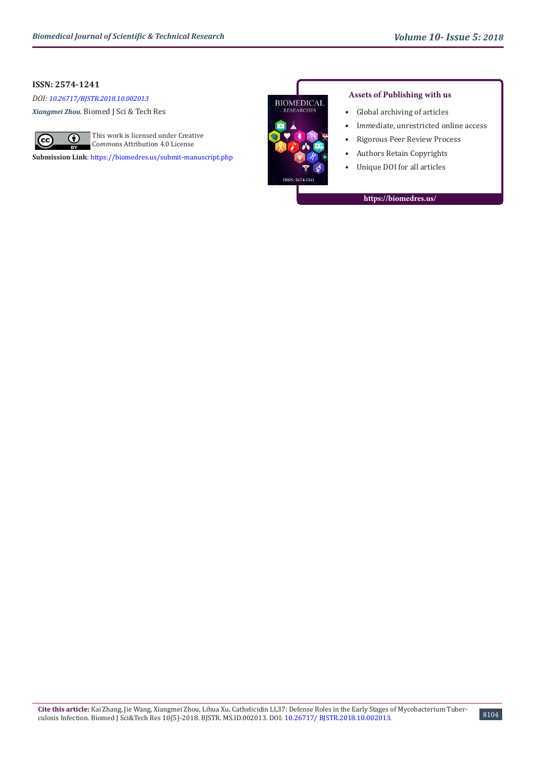**ISSN: 2574-1241**

*DOI: 10.26717/BJSTR.2018.10.002013*

***Xiangmei Zhou.*** Biomed J Sci & Tech Res

This work is licensed under Creative Commons Attribution 4.0 License

**Submission Link**: https://biomedres.us/submit-manuscript.php

### Assets of Publishing with us

- Global archiving of articles
- Immediate, unrestricted online access
- Rigorous Peer Review Process
- Authors Retain Copyrights
- Unique DOI for all articles

**https://biomedres.us/**

**Cite this article:** Kai Zhang, Jie Wang, Xiangmei Zhou, Lihua Xu**.** Cathelicidin LL37: Defense Roles in the Early Stages of Mycobacterium Tuberculosis Infection. Biomed J Sci&Tech Res 10(5)-2018. BJSTR. MS.ID.002013. DOI: 10.26717/ BJSTR.2018.10.002013.